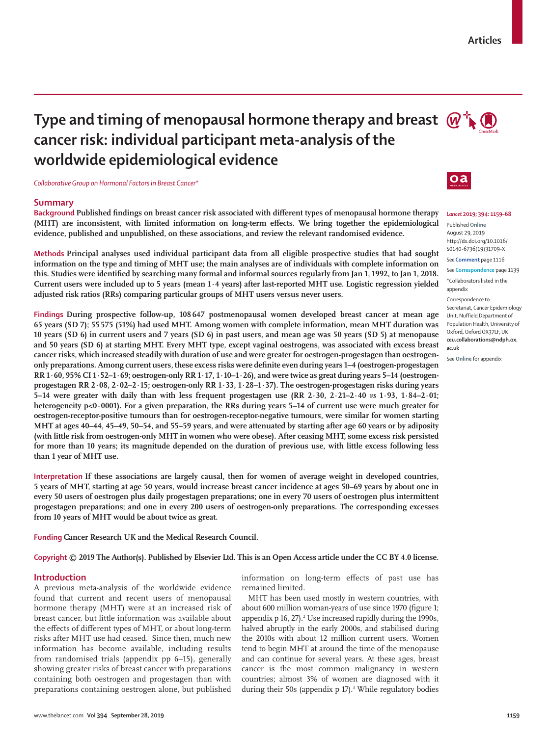Articles

# Type and timing of menopausal hormone therapy and breast cancer risk: individual participant meta-analysis of the worldwide epidemiological evidence

*Collaborative Group on Hormonal Factors in Breast Cancer\**

## Summary

**Background** Published findings on breast cancer risk associated with different types of menopausal hormone therapy (MHT) are inconsistent, with limited information on long-term effects. We bring together the epidemiological evidence, published and unpublished, on these associations, and review the relevant randomised evidence.

**Methods** Principal analyses used individual participant data from all eligible prospective studies that had sought information on the type and timing of MHT use; the main analyses are of individuals with complete information on this. Studies were identified by searching many formal and informal sources regularly from Jan 1, 1992, to Jan 1, 2018. Current users were included up to 5 years (mean 1·4 years) after last-reported MHT use. Logistic regression yielded adjusted risk ratios (RRs) comparing particular groups of MHT users versus never users.

**Findings** During prospective follow-up, 108 647 postmenopausal women developed breast cancer at mean age 65 years (SD 7); 55 575 (51%) had used MHT. Among women with complete information, mean MHT duration was 10 years (SD 6) in current users and 7 years (SD 6) in past users, and mean age was 50 years (SD 5) at menopause and 50 years (SD 6) at starting MHT. Every MHT type, except vaginal oestrogens, was associated with excess breast cancer risks, which increased steadily with duration of use and were greater for oestrogen-progestagen than oestrogen-only preparations. Among current users, these excess risks were definite even during years 1–4 (oestrogen-progestagen RR 1·60, 95% CI 1·52–1·69; oestrogen-only RR 1·17, 1·10–1·26), and were twice as great during years 5–14 (oestrogen-progestagen RR 2·08, 2·02–2·15; oestrogen-only RR 1·33, 1·28–1·37). The oestrogen-progestagen risks during years 5–14 were greater with daily than with less frequent progestagen use (RR 2·30, 2·21–2·40 *vs* 1·93, 1·84–2·01; heterogeneity p<0·0001). For a given preparation, the RRs during years 5–14 of current use were much greater for oestrogen-receptor-positive tumours than for oestrogen-receptor-negative tumours, were similar for women starting MHT at ages 40–44, 45–49, 50–54, and 55–59 years, and were attenuated by starting after age 60 years or by adiposity (with little risk from oestrogen-only MHT in women who were obese). After ceasing MHT, some excess risk persisted for more than 10 years; its magnitude depended on the duration of previous use, with little excess following less than 1 year of MHT use.

**Interpretation** If these associations are largely causal, then for women of average weight in developed countries, 5 years of MHT, starting at age 50 years, would increase breast cancer incidence at ages 50–69 years by about one in every 50 users of oestrogen plus daily progestagen preparations; one in every 70 users of oestrogen plus intermittent progestagen preparations; and one in every 200 users of oestrogen-only preparations. The corresponding excesses from 10 years of MHT would be about twice as great.

**Funding** Cancer Research UK and the Medical Research Council.

**Copyright** © 2019 The Author(s). Published by Elsevier Ltd. This is an Open Access article under the CC BY 4.0 license.

*Lancet* 2019; 394: 1159–68

Published Online August 29, 2019 http://dx.doi.org/10.1016/S0140-6736(19)31709-X

See **Comment** page 1116

See **Correspondence** page 1139

\*Collaborators listed in the appendix

Correspondence to: Secretariat, Cancer Epidemiology Unit, Nuffield Department of Population Health, University of Oxford, Oxford OX37LF, UK **ceu.collaborations@ndph.ox.ac.uk**

See **Online** for appendix

## Introduction

A previous meta-analysis of the worldwide evidence found that current and recent users of menopausal hormone therapy (MHT) were at an increased risk of breast cancer, but little information was available about the effects of different types of MHT, or about long-term risks after MHT use had ceased.[1] Since then, much new information has become available, including results from randomised trials (appendix pp 6–15), generally showing greater risks of breast cancer with preparations containing both oestrogen and progestagen than with preparations containing oestrogen alone, but published information on long-term effects of past use has remained limited.

MHT has been used mostly in western countries, with about 600 million woman-years of use since 1970 (figure 1; appendix p 16, 27).[2] Use increased rapidly during the 1990s, halved abruptly in the early 2000s, and stabilised during the 2010s with about 12 million current users. Women tend to begin MHT at around the time of the menopause and can continue for several years. At these ages, breast cancer is the most common malignancy in western countries; almost 3% of women are diagnosed with it during their 50s (appendix p 17).[3] While regulatory bodies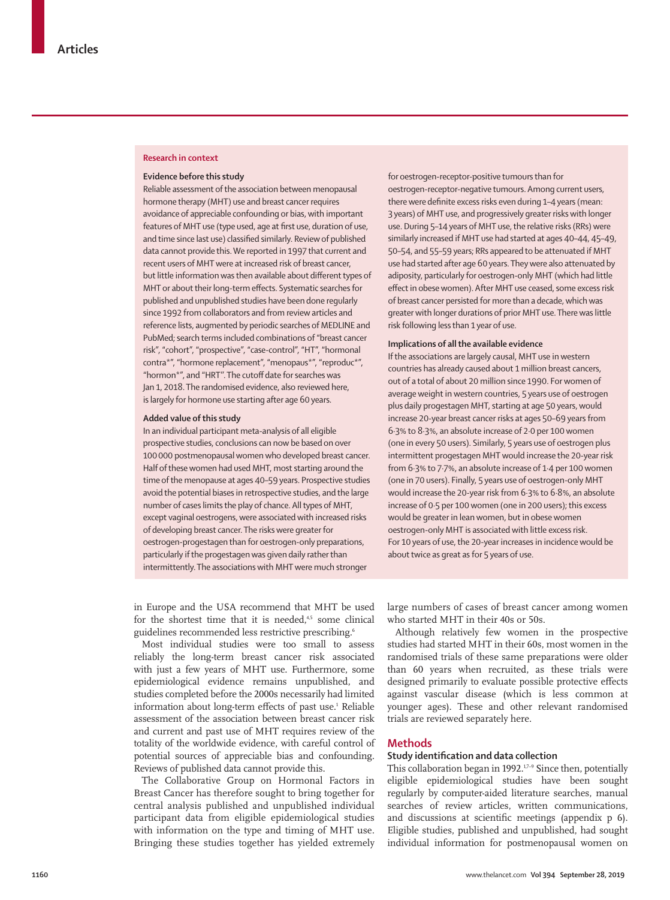## Research in context

### Evidence before this study

Reliable assessment of the association between menopausal hormone therapy (MHT) use and breast cancer requires avoidance of appreciable confounding or bias, with important features of MHT use (type used, age at first use, duration of use, and time since last use) classified similarly. Review of published data cannot provide this. We reported in 1997 that current and recent users of MHT were at increased risk of breast cancer, but little information was then available about different types of MHT or about their long-term effects. Systematic searches for published and unpublished studies have been done regularly since 1992 from collaborators and from review articles and reference lists, augmented by periodic searches of MEDLINE and PubMed; search terms included combinations of "breast cancer risk", "cohort", "prospective", "case-control", "HT", "hormonal contra*", "hormone replacement", "menopaus*", "reproduc*", "hormon*", and "HRT". The cutoff date for searches was Jan 1, 2018. The randomised evidence, also reviewed here, is largely for hormone use starting after age 60 years.

### Added value of this study

In an individual participant meta-analysis of all eligible prospective studies, conclusions can now be based on over 100 000 postmenopausal women who developed breast cancer. Half of these women had used MHT, most starting around the time of the menopause at ages 40–59 years. Prospective studies avoid the potential biases in retrospective studies, and the large number of cases limits the play of chance. All types of MHT, except vaginal oestrogens, were associated with increased risks of developing breast cancer. The risks were greater for oestrogen-progestagen than for oestrogen-only preparations, particularly if the progestagen was given daily rather than intermittently. The associations with MHT were much stronger for oestrogen-receptor-positive tumours than for oestrogen-receptor-negative tumours. Among current users, there were definite excess risks even during 1–4 years (mean: 3 years) of MHT use, and progressively greater risks with longer use. During 5–14 years of MHT use, the relative risks (RRs) were similarly increased if MHT use had started at ages 40–44, 45–49, 50–54, and 55–59 years; RRs appeared to be attenuated if MHT use had started after age 60 years. They were also attenuated by adiposity, particularly for oestrogen-only MHT (which had little effect in obese women). After MHT use ceased, some excess risk of breast cancer persisted for more than a decade, which was greater with longer durations of prior MHT use. There was little risk following less than 1 year of use.

### Implications of all the available evidence

If the associations are largely causal, MHT use in western countries has already caused about 1 million breast cancers, out of a total of about 20 million since 1990. For women of average weight in western countries, 5 years use of oestrogen plus daily progestagen MHT, starting at age 50 years, would increase 20-year breast cancer risks at ages 50–69 years from 6·3% to 8·3%, an absolute increase of 2·0 per 100 women (one in every 50 users). Similarly, 5 years use of oestrogen plus intermittent progestagen MHT would increase the 20-year risk from 6·3% to 7·7%, an absolute increase of 1·4 per 100 women (one in 70 users). Finally, 5 years use of oestrogen-only MHT would increase the 20-year risk from 6·3% to 6·8%, an absolute increase of 0·5 per 100 women (one in 200 users); this excess would be greater in lean women, but in obese women oestrogen-only MHT is associated with little excess risk. For 10 years of use, the 20-year increases in incidence would be about twice as great as for 5 years of use.

in Europe and the USA recommend that MHT be used for the shortest time that it is needed,[4,5] some clinical guidelines recommended less restrictive prescribing.[6]

Most individual studies were too small to assess reliably the long-term breast cancer risk associated with just a few years of MHT use. Furthermore, some epidemiological evidence remains unpublished, and studies completed before the 2000s necessarily had limited information about long-term effects of past use.[1] Reliable assessment of the association between breast cancer risk and current and past use of MHT requires review of the totality of the worldwide evidence, with careful control of potential sources of appreciable bias and confounding. Reviews of published data cannot provide this.

The Collaborative Group on Hormonal Factors in Breast Cancer has therefore sought to bring together for central analysis published and unpublished individual participant data from eligible epidemiological studies with information on the type and timing of MHT use. Bringing these studies together has yielded extremely large numbers of cases of breast cancer among women who started MHT in their 40s or 50s.

Although relatively few women in the prospective studies had started MHT in their 60s, most women in the randomised trials of these same preparations were older than 60 years when recruited, as these trials were designed primarily to evaluate possible protective effects against vascular disease (which is less common at younger ages). These and other relevant randomised trials are reviewed separately here.

## Methods

### Study identification and data collection

This collaboration began in 1992.[1,7–9] Since then, potentially eligible epidemiological studies have been sought regularly by computer-aided literature searches, manual searches of review articles, written communications, and discussions at scientific meetings (appendix p 6). Eligible studies, published and unpublished, had sought individual information for postmenopausal women on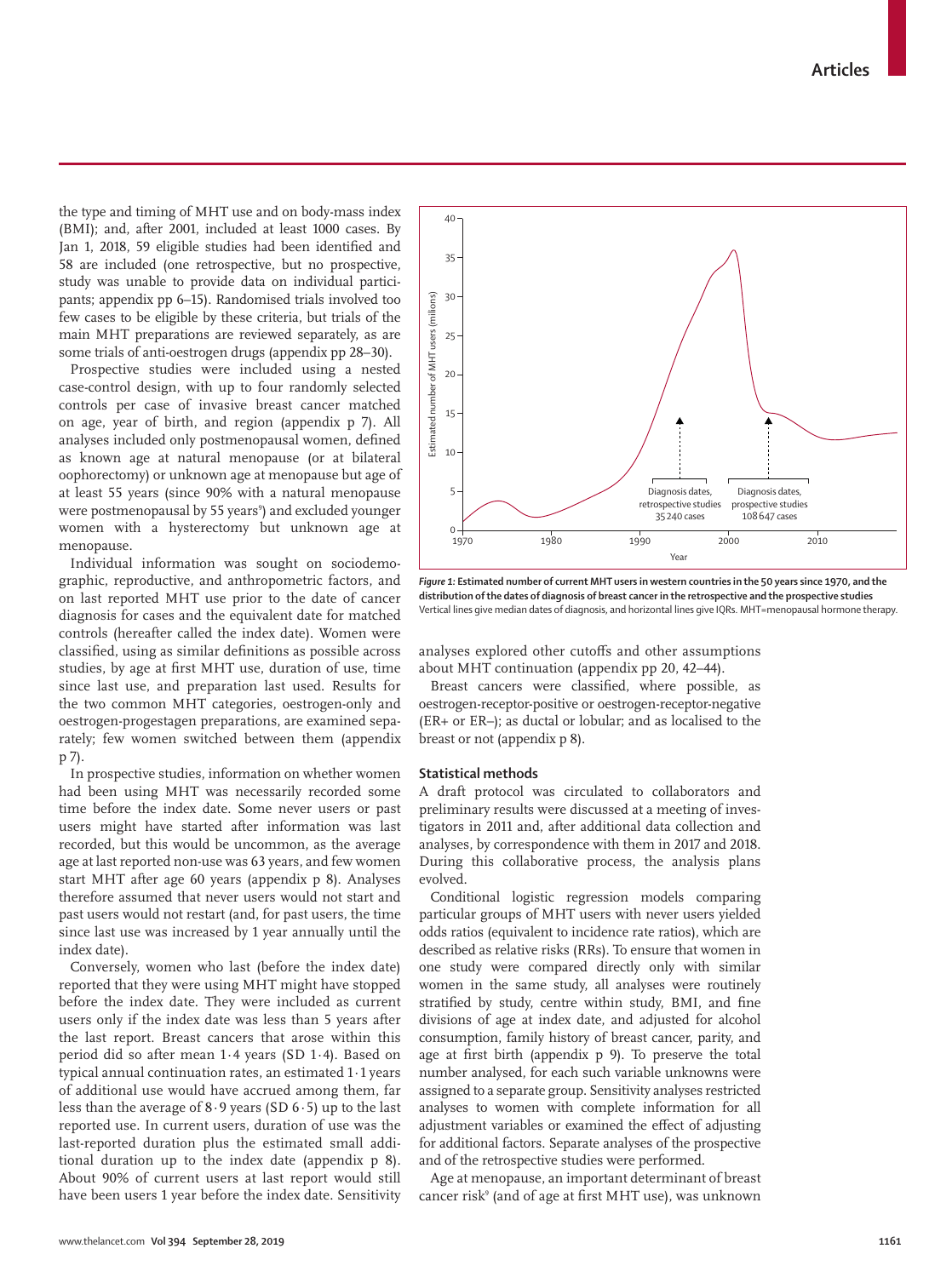the type and timing of MHT use and on body-mass index (BMI); and, after 2001, included at least 1000 cases. By Jan 1, 2018, 59 eligible studies had been identified and 58 are included (one retrospective, but no prospective, study was unable to provide data on individual participants; appendix pp 6–15). Randomised trials involved too few cases to be eligible by these criteria, but trials of the main MHT preparations are reviewed separately, as are some trials of anti-oestrogen drugs (appendix pp 28–30).

Prospective studies were included using a nested case-control design, with up to four randomly selected controls per case of invasive breast cancer matched on age, year of birth, and region (appendix p 7). All analyses included only postmenopausal women, defined as known age at natural menopause (or at bilateral oophorectomy) or unknown age at menopause but age of at least 55 years (since 90% with a natural menopause were postmenopausal by 55 years[9]) and excluded younger women with a hysterectomy but unknown age at menopause.

Individual information was sought on sociodemographic, reproductive, and anthropometric factors, and on last reported MHT use prior to the date of cancer diagnosis for cases and the equivalent date for matched controls (hereafter called the index date). Women were classified, using as similar definitions as possible across studies, by age at first MHT use, duration of use, time since last use, and preparation last used. Results for the two common MHT categories, oestrogen-only and oestrogen-progestagen preparations, are examined separately; few women switched between them (appendix p 7).

In prospective studies, information on whether women had been using MHT was necessarily recorded some time before the index date. Some never users or past users might have started after information was last recorded, but this would be uncommon, as the average age at last reported non-use was 63 years, and few women start MHT after age 60 years (appendix p 8). Analyses therefore assumed that never users would not start and past users would not restart (and, for past users, the time since last use was increased by 1 year annually until the index date).

Conversely, women who last (before the index date) reported that they were using MHT might have stopped before the index date. They were included as current users only if the index date was less than 5 years after the last report. Breast cancers that arose within this period did so after mean 1·4 years (SD 1·4). Based on typical annual continuation rates, an estimated 1·1 years of additional use would have accrued among them, far less than the average of 8·9 years (SD 6·5) up to the last reported use. In current users, duration of use was the last-reported duration plus the estimated small additional duration up to the index date (appendix p 8). About 90% of current users at last report would still have been users 1 year before the index date. Sensitivity analyses explored other cutoffs and other assumptions about MHT continuation (appendix pp 20, 42–44).

**Figure 1: Estimated number of current MHT users in western countries in the 50 years since 1970, and the distribution of the dates of diagnosis of breast cancer in the retrospective and the prospective studies**
Vertical lines give median dates of diagnosis, and horizontal lines give IQRs. MHT=menopausal hormone therapy.

Breast cancers were classified, where possible, as oestrogen-receptor-positive or oestrogen-receptor-negative (ER+ or ER–); as ductal or lobular; and as localised to the breast or not (appendix p 8).

## Statistical methods

A draft protocol was circulated to collaborators and preliminary results were discussed at a meeting of investigators in 2011 and, after additional data collection and analyses, by correspondence with them in 2017 and 2018. During this collaborative process, the analysis plans evolved.

Conditional logistic regression models comparing particular groups of MHT users with never users yielded odds ratios (equivalent to incidence rate ratios), which are described as relative risks (RRs). To ensure that women in one study were compared directly only with similar women in the same study, all analyses were routinely stratified by study, centre within study, BMI, and fine divisions of age at index date, and adjusted for alcohol consumption, family history of breast cancer, parity, and age at first birth (appendix p 9). To preserve the total number analysed, for each such variable unknowns were assigned to a separate group. Sensitivity analyses restricted analyses to women with complete information for all adjustment variables or examined the effect of adjusting for additional factors. Separate analyses of the prospective and of the retrospective studies were performed.

Age at menopause, an important determinant of breast cancer risk[9] (and of age at first MHT use), was unknown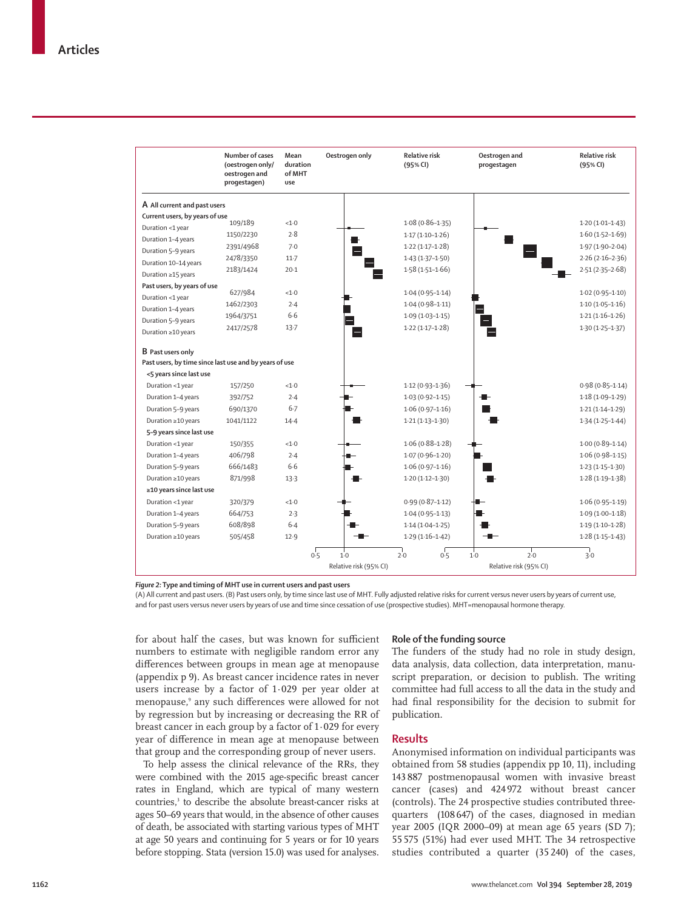| | Number of cases (oestrogen only/ oestrogen and progestagen) | Mean duration of MHT use | Oestrogen only relative risk (95% CI) | Oestrogen and progestagen relative risk (95% CI) |
|---|---|---|---|---|
| **A All current and past users** | | | | |
| *Current users, by years of use* | | | | |
| Duration <1 year | 109/189 | <1·0 | 1·08 (0·86–1·35) | 1·20 (1·01–1·43) |
| Duration 1–4 years | 1150/2230 | 2·8 | 1·17 (1·10–1·26) | 1·60 (1·52–1·69) |
| Duration 5–9 years | 2391/4968 | 7·0 | 1·22 (1·17–1·28) | 1·97 (1·90–2·04) |
| Duration 10–14 years | 2478/3350 | 11·7 | 1·43 (1·37–1·50) | 2·26 (2·16–2·36) |
| Duration ≥15 years | 2183/1424 | 20·1 | 1·58 (1·51–1·66) | 2·51 (2·35–2·68) |
| *Past users, by years of use* | | | | |
| Duration <1 year | 627/984 | <1·0 | 1·04 (0·95–1·14) | 1·02 (0·95–1·10) |
| Duration 1–4 years | 1462/2303 | 2·4 | 1·04 (0·98–1·11) | 1·10 (1·05–1·16) |
| Duration 5–9 years | 1964/3751 | 6·6 | 1·09 (1·03–1·15) | 1·21 (1·16–1·26) |
| Duration ≥10 years | 2417/2578 | 13·7 | 1·22 (1·17–1·28) | 1·30 (1·25–1·37) |
| **B Past users only** | | | | |
| *Past users, by time since last use and by years of use* | | | | |
| **<5 years since last use** | | | | |
| Duration <1 year | 157/250 | <1·0 | 1·12 (0·93–1·36) | 0·98 (0·85–1·14) |
| Duration 1–4 years | 392/752 | 2·4 | 1·03 (0·92–1·15) | 1·18 (1·09–1·29) |
| Duration 5–9 years | 690/1370 | 6·7 | 1·06 (0·97–1·16) | 1·21 (1·14–1·29) |
| Duration ≥10 years | 1041/1122 | 14·4 | 1·21 (1·13–1·30) | 1·34 (1·25–1·44) |
| **5–9 years since last use** | | | | |
| Duration <1 year | 150/355 | <1·0 | 1·06 (0·88–1·28) | 1·00 (0·89–1·14) |
| Duration 1–4 years | 406/798 | 2·4 | 1·07 (0·96–1·20) | 1·06 (0·98–1·15) |
| Duration 5–9 years | 666/1483 | 6·6 | 1·06 (0·97–1·16) | 1·23 (1·15–1·30) |
| Duration ≥10 years | 871/998 | 13·3 | 1·20 (1·12–1·30) | 1·28 (1·19–1·38) |
| **≥10 years since last use** | | | | |
| Duration <1 year | 320/379 | <1·0 | 0·99 (0·87–1·12) | 1·06 (0·95–1·19) |
| Duration 1–4 years | 664/753 | 2·3 | 1·04 (0·95–1·13) | 1·09 (1·00–1·18) |
| Duration 5–9 years | 608/898 | 6·4 | 1·14 (1·04–1·25) | 1·19 (1·10–1·28) |
| Duration ≥10 years | 505/458 | 12·9 | 1·29 (1·16–1·42) | 1·28 (1·15–1·43) |

*Figure 2:* **Type and timing of MHT use in current users and past users**

(A) All current and past users. (B) Past users only, by time since last use of MHT. Fully adjusted relative risks for current versus never users by years of current use, and for past users versus never users by years of use and time since cessation of use (prospective studies). MHT=menopausal hormone therapy.

for about half the cases, but was known for sufficient numbers to estimate with negligible random error any differences between groups in mean age at menopause (appendix p 9). As breast cancer incidence rates in never users increase by a factor of 1·029 per year older at menopause,[9] any such differences were allowed for not by regression but by increasing or decreasing the RR of breast cancer in each group by a factor of 1·029 for every year of difference in mean age at menopause between that group and the corresponding group of never users.

To help assess the clinical relevance of the RRs, they were combined with the 2015 age-specific breast cancer rates in England, which are typical of many western countries,[3] to describe the absolute breast-cancer risks at ages 50–69 years that would, in the absence of other causes of death, be associated with starting various types of MHT at age 50 years and continuing for 5 years or for 10 years before stopping. Stata (version 15.0) was used for analyses.

## Role of the funding source

The funders of the study had no role in study design, data analysis, data collection, data interpretation, manuscript preparation, or decision to publish. The writing committee had full access to all the data in the study and had final responsibility for the decision to submit for publication.

## Results

Anonymised information on individual participants was obtained from 58 studies (appendix pp 10, 11), including 143 887 postmenopausal women with invasive breast cancer (cases) and 424 972 without breast cancer (controls). The 24 prospective studies contributed three-quarters (108 647) of the cases, diagnosed in median year 2005 (IQR 2000–09) at mean age 65 years (SD 7); 55 575 (51%) had ever used MHT. The 34 retrospective studies contributed a quarter (35 240) of the cases,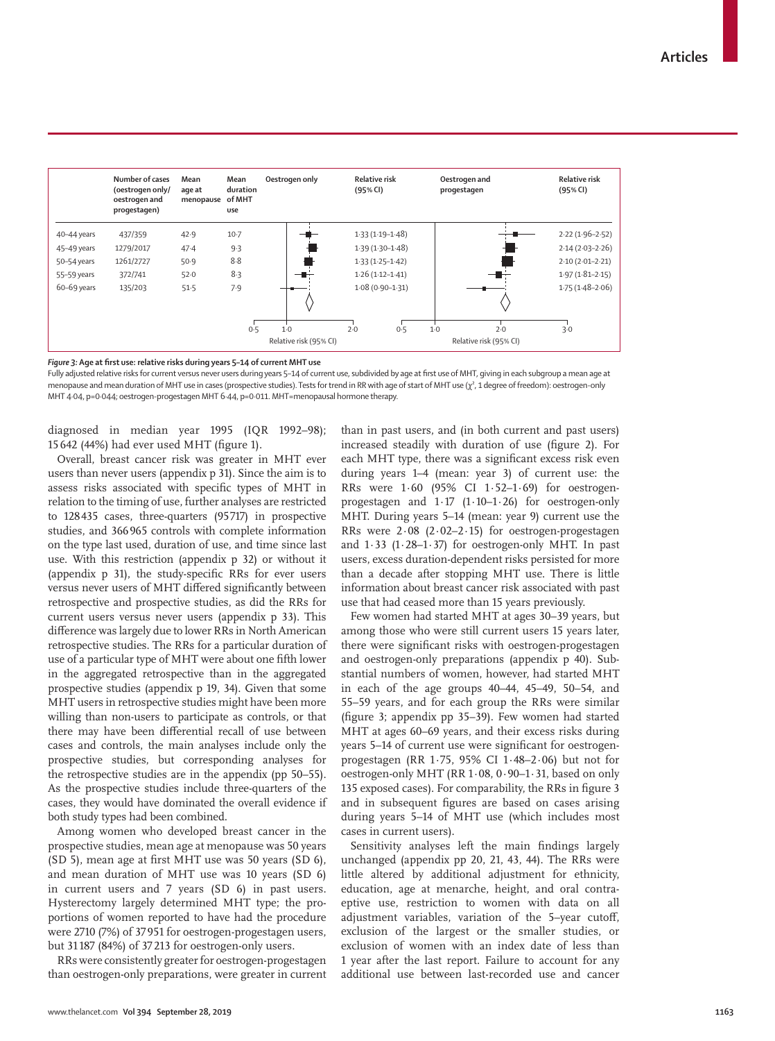| | Number of cases (oestrogen only/ oestrogen and progestagen) | Mean age at menopause | Mean duration of MHT use | Oestrogen only relative risk (95% CI) | Oestrogen and progestagen relative risk (95% CI) |
|---|---|---|---|---|---|
| 40–44 years | 437/359 | 42·9 | 10·7 | 1·33 (1·19–1·48) | 2·22 (1·96–2·52) |
| 45–49 years | 1279/2017 | 47·4 | 9·3 | 1·39 (1·30–1·48) | 2·14 (2·03–2·26) |
| 50–54 years | 1261/2727 | 50·9 | 8·8 | 1·33 (1·25–1·42) | 2·10 (2·01–2·21) |
| 55–59 years | 372/741 | 52·0 | 8·3 | 1·26 (1·12–1·41) | 1·97 (1·81–2·15) |
| 60–69 years | 135/203 | 51·5 | 7·9 | 1·08 (0·90–1·31) | 1·75 (1·48–2·06) |

*Figure 3:* **Age at first use: relative risks during years 5–14 of current MHT use**

Fully adjusted relative risks for current versus never users during years 5–14 of current use, subdivided by age at first use of MHT, giving in each subgroup a mean age at menopause and mean duration of MHT use in cases (prospective studies). Tests for trend in RR with age of start of MHT use ($\chi^2$, 1 degree of freedom): oestrogen-only MHT 4·04, p=0·044; oestrogen-progestagen MHT 6·44, p=0·011. MHT=menopausal hormone therapy.

diagnosed in median year 1995 (IQR 1992–98); 15 642 (44%) had ever used MHT (figure 1).

Overall, breast cancer risk was greater in MHT ever users than never users (appendix p 31). Since the aim is to assess risks associated with specific types of MHT in relation to the timing of use, further analyses are restricted to 128 435 cases, three-quarters (95 717) in prospective studies, and 366 965 controls with complete information on the type last used, duration of use, and time since last use. With this restriction (appendix p 32) or without it (appendix p 31), the study-specific RRs for ever users versus never users of MHT differed significantly between retrospective and prospective studies, as did the RRs for current users versus never users (appendix p 33). This difference was largely due to lower RRs in North American retrospective studies. The RRs for a particular duration of use of a particular type of MHT were about one fifth lower in the aggregated retrospective than in the aggregated prospective studies (appendix p 19, 34). Given that some MHT users in retrospective studies might have been more willing than non-users to participate as controls, or that there may have been differential recall of use between cases and controls, the main analyses include only the prospective studies, but corresponding analyses for the retrospective studies are in the appendix (pp 50–55). As the prospective studies include three-quarters of the cases, they would have dominated the overall evidence if both study types had been combined.

Among women who developed breast cancer in the prospective studies, mean age at menopause was 50 years (SD 5), mean age at first MHT use was 50 years (SD 6), and mean duration of MHT use was 10 years (SD 6) in current users and 7 years (SD 6) in past users. Hysterectomy largely determined MHT type; the proportions of women reported to have had the procedure were 2710 (7%) of 37 951 for oestrogen-progestagen users, but 31 187 (84%) of 37 213 for oestrogen-only users.

RRs were consistently greater for oestrogen-progestagen than oestrogen-only preparations, were greater in current than in past users, and (in both current and past users) increased steadily with duration of use (figure 2). For each MHT type, there was a significant excess risk even during years 1–4 (mean: year 3) of current use: the RRs were 1·60 (95% CI 1·52–1·69) for oestrogen-progestagen and 1·17 (1·10–1·26) for oestrogen-only MHT. During years 5–14 (mean: year 9) current use the RRs were 2·08 (2·02–2·15) for oestrogen-progestagen and 1·33 (1·28–1·37) for oestrogen-only MHT. In past users, excess duration-dependent risks persisted for more than a decade after stopping MHT use. There is little information about breast cancer risk associated with past use that had ceased more than 15 years previously.

Few women had started MHT at ages 30–39 years, but among those who were still current users 15 years later, there were significant risks with oestrogen-progestagen and oestrogen-only preparations (appendix p 40). Substantial numbers of women, however, had started MHT in each of the age groups 40–44, 45–49, 50–54, and 55–59 years, and for each group the RRs were similar (figure 3; appendix pp 35–39). Few women had started MHT at ages 60–69 years, and their excess risks during years 5–14 of current use were significant for oestrogen-progestagen (RR 1·75, 95% CI 1·48–2·06) but not for oestrogen-only MHT (RR 1·08, 0·90–1·31, based on only 135 exposed cases). For comparability, the RRs in figure 3 and in subsequent figures are based on cases arising during years 5–14 of MHT use (which includes most cases in current users).

Sensitivity analyses left the main findings largely unchanged (appendix pp 20, 21, 43, 44). The RRs were little altered by additional adjustment for ethnicity, education, age at menarche, height, and oral contraceptive use, restriction to women with data on all adjustment variables, variation of the 5-year cutoff, exclusion of the largest or the smaller studies, or exclusion of women with an index date of less than 1 year after the last report. Failure to account for any additional use between last-recorded use and cancer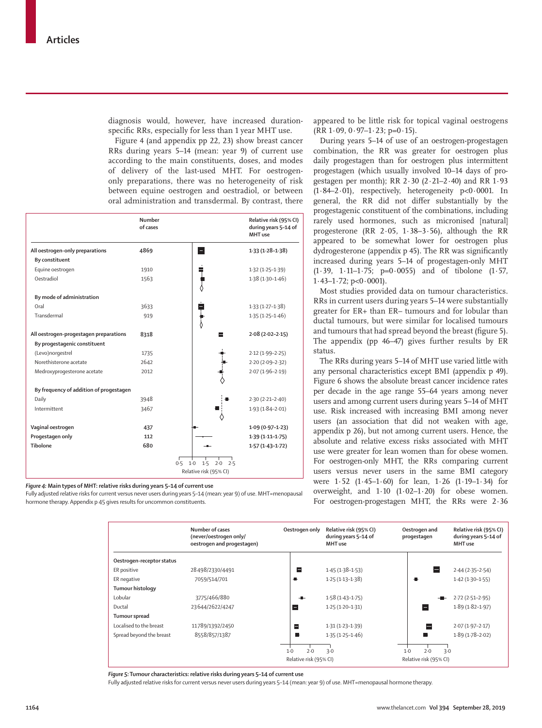diagnosis would, however, have increased duration-specific RRs, especially for less than 1 year MHT use.

Figure 4 (and appendix pp 22, 23) show breast cancer RRs during years 5–14 (mean: year 9) of current use according to the main constituents, doses, and modes of delivery of the last-used MHT. For oestrogen-only preparations, there was no heterogeneity of risk between equine oestrogen and oestradiol, or between oral administration and transdermal. By contrast, there appeared to be little risk for topical vaginal oestrogens (RR 1·09, 0·97–1·23; p=0·15).

| | Number of cases | Relative risk (95% CI) during years 5–14 of MHT use |
|---|---|---|
| **All oestrogen-only preparations** | **4869** | **1·33 (1·28–1·38)** |
| *By constituent* | | |
| Equine oestrogen | 1910 | 1·32 (1·25–1·39) |
| Oestradiol | 1563 | 1·38 (1·30–1·46) |
| *By mode of administration* | | |
| Oral | 3633 | 1·33 (1·27–1·38) |
| Transdermal | 919 | 1·35 (1·25–1·46) |
| **All oestrogen-progestagen preparations** | **8318** | **2·08 (2·02–2·15)** |
| *By progestagenic constituent* | | |
| (Levo)norgestrel | 1735 | 2·12 (1·99–2·25) |
| Norethisterone acetate | 2642 | 2·20 (2·09–2·32) |
| Medroxyprogesterone acetate | 2012 | 2·07 (1·96–2·19) |
| *By frequency of addition of progestagen* | | |
| Daily | 3948 | 2·30 (2·21–2·40) |
| Intermittent | 3467 | 1·93 (1·84–2·01) |
| **Vaginal oestrogen** | **437** | **1·09 (0·97–1·23)** |
| **Progestagen only** | **112** | **1·39 (1·11–1·75)** |
| **Tibolone** | **680** | **1·57 (1·43–1·72)** |

*Figure 4:* **Main types of MHT: relative risks during years 5–14 of current use**
Fully adjusted relative risks for current versus never users during years 5–14 (mean: year 9) of use. MHT=menopausal hormone therapy. Appendix p 45 gives results for uncommon constituents.

During years 5–14 of use of an oestrogen-progestagen combination, the RR was greater for oestrogen plus daily progestagen than for oestrogen plus intermittent progestagen (which usually involved 10–14 days of progestagen per month); RR 2·30 (2·21–2·40) and RR 1·93 (1·84–2·01), respectively, heterogeneity p<0·0001. In general, the RR did not differ substantially by the progestagenic constituent of the combinations, including rarely used hormones, such as micronised [natural] progesterone (RR 2·05, 1·38–3·56), although the RR appeared to be somewhat lower for oestrogen plus dydrogesterone (appendix p 45). The RR was significantly increased during years 5–14 of progestagen-only MHT (1·39, 1·11–1·75; p=0·0055) and of tibolone (1·57, 1·43–1·72; p<0·0001).

Most studies provided data on tumour characteristics. RRs in current users during years 5–14 were substantially greater for ER+ than ER– tumours and for lobular than ductal tumours, but were similar for localised tumours and tumours that had spread beyond the breast (figure 5). The appendix (pp 46–47) gives further results by ER status.

The RRs during years 5–14 of MHT use varied little with any personal characteristics except BMI (appendix p 49). Figure 6 shows the absolute breast cancer incidence rates per decade in the age range 55–64 years among never users and among current users during years 5–14 of MHT use. Risk increased with increasing BMI among never users (an association that did not weaken with age, appendix p 26), but not among current users. Hence, the absolute and relative excess risks associated with MHT use were greater for lean women than for obese women. For oestrogen-only MHT, the RRs comparing current users versus never users in the same BMI category were 1·52 (1·45–1·60) for lean, 1·26 (1·19–1·34) for overweight, and 1·10 (1·02–1·20) for obese women. For oestrogen-progestagen MHT, the RRs were 2·36

| | Number of cases (never/oestrogen only/oestrogen and progestagen) | Oestrogen only: Relative risk (95% CI) during years 5–14 of MHT use | Oestrogen and progestagen: Relative risk (95% CI) during years 5–14 of MHT use |
|---|---|---|---|
| **Oestrogen-receptor status** | | | |
| ER positive | 28 498/2330/4491 | 1·45 (1·38–1·53) | 2·44 (2·35–2·54) |
| ER negative | 7059/514/701 | 1·25 (1·13–1·38) | 1·42 (1·30–1·55) |
| **Tumour histology** | | | |
| Lobular | 3775/466/880 | 1·58 (1·43–1·75) | 2·72 (2·51–2·95) |
| Ductal | 23 644/2622/4247 | 1·25 (1·20–1·31) | 1·89 (1·82–1·97) |
| **Tumour spread** | | | |
| Localised to the breast | 11 789/1392/2450 | 1·31 (1·23–1·39) | 2·07 (1·97–2·17) |
| Spread beyond the breast | 8558/857/1387 | 1·35 (1·25–1·46) | 1·89 (1·78–2·02) |

*Figure 5:* **Tumour characteristics: relative risks during years 5–14 of current use**
Fully adjusted relative risks for current versus never users during years 5–14 (mean: year 9) of use. MHT=menopausal hormone therapy.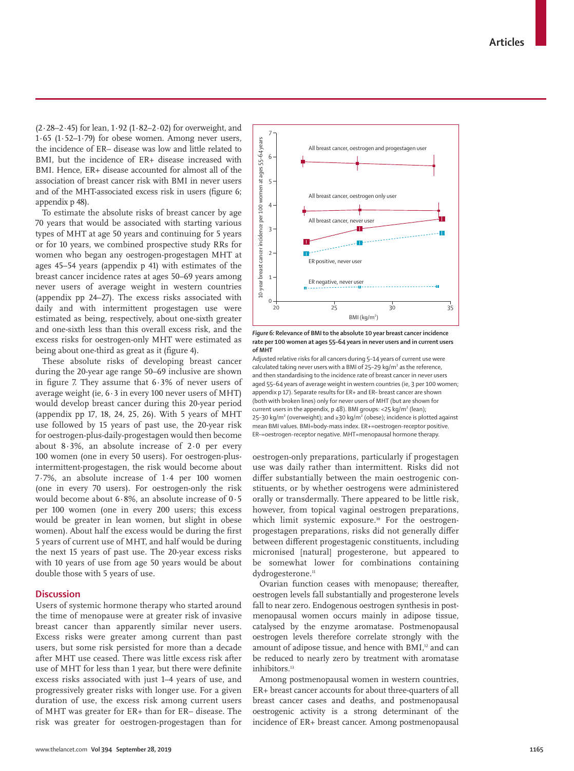(2·28–2·45) for lean, 1·92 (1·82–2·02) for overweight, and 1·65 (1·52–1·79) for obese women. Among never users, the incidence of ER– disease was low and little related to BMI, but the incidence of ER+ disease increased with BMI. Hence, ER+ disease accounted for almost all of the association of breast cancer risk with BMI in never users and of the MHT-associated excess risk in users (figure 6; appendix p 48).

To estimate the absolute risks of breast cancer by age 70 years that would be associated with starting various types of MHT at age 50 years and continuing for 5 years or for 10 years, we combined prospective study RRs for women who began any oestrogen-progestagen MHT at ages 45–54 years (appendix p 41) with estimates of the breast cancer incidence rates at ages 50–69 years among never users of average weight in western countries (appendix pp 24–27). The excess risks associated with daily and with intermittent progestagen use were estimated as being, respectively, about one-sixth greater and one-sixth less than this overall excess risk, and the excess risks for oestrogen-only MHT were estimated as being about one-third as great as it (figure 4).

These absolute risks of developing breast cancer during the 20-year age range 50–69 inclusive are shown in figure 7. They assume that 6·3% of never users of average weight (ie, 6·3 in every 100 never users of MHT) would develop breast cancer during this 20-year period (appendix pp 17, 18, 24, 25, 26). With 5 years of MHT use followed by 15 years of past use, the 20-year risk for oestrogen-plus-daily-progestagen would then become about 8·3%, an absolute increase of 2·0 per every 100 women (one in every 50 users). For oestrogen-plus-intermittent-progestagen, the risk would become about 7·7%, an absolute increase of 1·4 per 100 women (one in every 70 users). For oestrogen-only the risk would become about 6·8%, an absolute increase of 0·5 per 100 women (one in every 200 users; this excess would be greater in lean women, but slight in obese women). About half the excess would be during the first 5 years of current use of MHT, and half would be during the next 15 years of past use. The 20-year excess risks with 10 years of use from age 50 years would be about double those with 5 years of use.

## Discussion

Users of systemic hormone therapy who started around the time of menopause were at greater risk of invasive breast cancer than apparently similar never users. Excess risks were greater among current than past users, but some risk persisted for more than a decade after MHT use ceased. There was little excess risk after use of MHT for less than 1 year, but there were definite excess risks associated with just 1–4 years of use, and progressively greater risks with longer use. For a given duration of use, the excess risk among current users of MHT was greater for ER+ than for ER– disease. The risk was greater for oestrogen-progestagen than for oestrogen-only preparations, particularly if progestagen use was daily rather than intermittent. Risks did not differ substantially between the main oestrogenic constituents, or by whether oestrogens were administered orally or transdermally. There appeared to be little risk, however, from topical vaginal oestrogen preparations, which limit systemic exposure.[10] For the oestrogen-progestagen preparations, risks did not generally differ between different progestagenic constituents, including micronised [natural] progesterone, but appeared to be somewhat lower for combinations containing dydrogesterone.[11]

Ovarian function ceases with menopause; thereafter, oestrogen levels fall substantially and progesterone levels fall to near zero. Endogenous oestrogen synthesis in postmenopausal women occurs mainly in adipose tissue, catalysed by the enzyme aromatase. Postmenopausal oestrogen levels therefore correlate strongly with the amount of adipose tissue, and hence with BMI,[12] and can be reduced to nearly zero by treatment with aromatase inhibitors.[13]

Among postmenopausal women in western countries, ER+ breast cancer accounts for about three-quarters of all breast cancer cases and deaths, and postmenopausal oestrogenic activity is a strong determinant of the incidence of ER+ breast cancer. Among postmenopausal

**Figure 6: Relevance of BMI to the absolute 10 year breast cancer incidence rate per 100 women at ages 55–64 years in never users and in current users of MHT**

Adjusted relative risks for all cancers during 5–14 years of current use were calculated taking never users with a BMI of 25–29 kg/m² as the reference, and then standardising to the incidence rate of breast cancer in never users aged 55–64 years of average weight in western countries (ie, 3 per 100 women; appendix p 17). Separate results for ER+ and ER– breast cancer are shown (both with broken lines) only for never users of MHT (but are shown for current users in the appendix, p 48). BMI groups: <25 kg/m² (lean); 25–30 kg/m² (overweight); and ≥30 kg/m² (obese); incidence is plotted against mean BMI values. BMI=body-mass index. ER+=oestrogen-receptor positive. ER–=oestrogen-receptor negative. MHT=menopausal hormone therapy.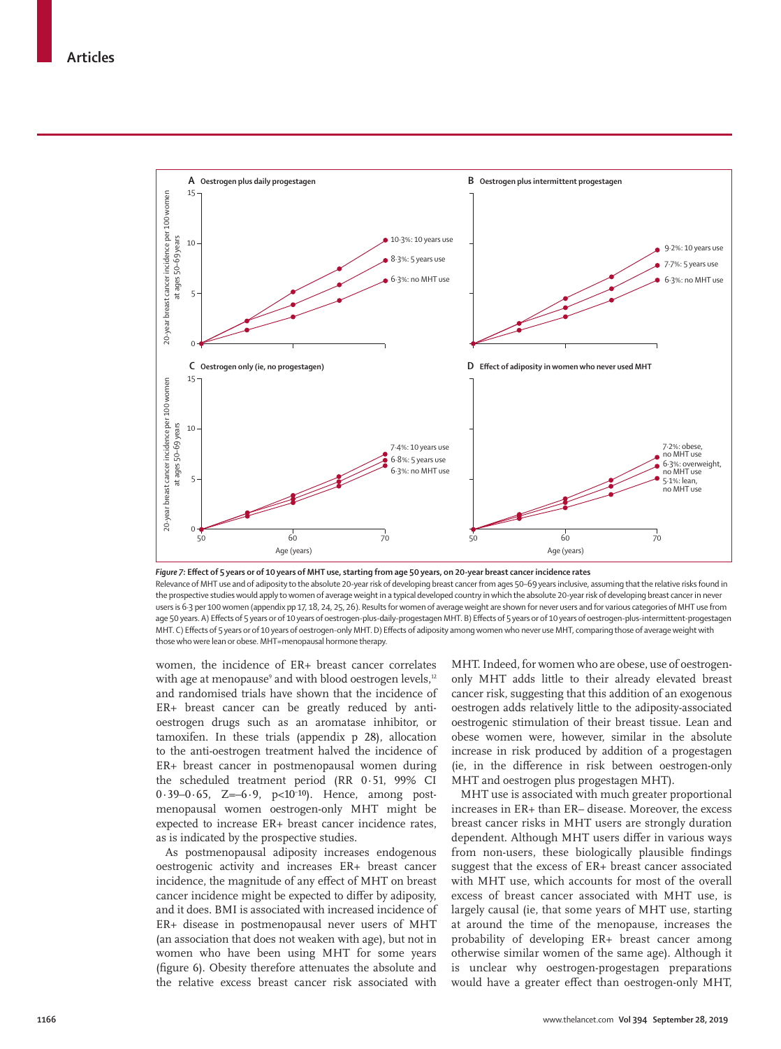*Figure 7:* **Effect of 5 years or of 10 years of MHT use, starting from age 50 years, on 20-year breast cancer incidence rates**

Relevance of MHT use and of adiposity to the absolute 20-year risk of developing breast cancer from ages 50–69 years inclusive, assuming that the relative risks found in the prospective studies would apply to women of average weight in a typical developed country in which the absolute 20-year risk of developing breast cancer in never users is 6·3 per 100 women (appendix pp 17, 18, 24, 25, 26). Results for women of average weight are shown for never users and for various categories of MHT use from age 50 years. A) Effects of 5 years or of 10 years of oestrogen-plus-daily-progestagen MHT. B) Effects of 5 years or of 10 years of oestrogen-plus-intermittent-progestagen MHT. C) Effects of 5 years or of 10 years of oestrogen-only MHT. D) Effects of adiposity among women who never use MHT, comparing those of average weight with those who were lean or obese. MHT=menopausal hormone therapy.

women, the incidence of ER+ breast cancer correlates with age at menopause[9] and with blood oestrogen levels,[12] and randomised trials have shown that the incidence of ER+ breast cancer can be greatly reduced by anti-oestrogen drugs such as an aromatase inhibitor, or tamoxifen. In these trials (appendix p 28), allocation to the anti-oestrogen treatment halved the incidence of ER+ breast cancer in postmenopausal women during the scheduled treatment period (RR 0·51, 99% CI 0·39–0·65, $Z=-6\cdot9$, $p<10^{-10}$). Hence, among postmenopausal women oestrogen-only MHT might be expected to increase ER+ breast cancer incidence rates, as is indicated by the prospective studies.

As postmenopausal adiposity increases endogenous oestrogenic activity and increases ER+ breast cancer incidence, the magnitude of any effect of MHT on breast cancer incidence might be expected to differ by adiposity, and it does. BMI is associated with increased incidence of ER+ disease in postmenopausal never users of MHT (an association that does not weaken with age), but not in women who have been using MHT for some years (figure 6). Obesity therefore attenuates the absolute and the relative excess breast cancer risk associated with MHT. Indeed, for women who are obese, use of oestrogen-only MHT adds little to their already elevated breast cancer risk, suggesting that this addition of an exogenous oestrogen adds relatively little to the adiposity-associated oestrogenic stimulation of their breast tissue. Lean and obese women were, however, similar in the absolute increase in risk produced by addition of a progestagen (ie, in the difference in risk between oestrogen-only MHT and oestrogen plus progestagen MHT).

MHT use is associated with much greater proportional increases in ER+ than ER– disease. Moreover, the excess breast cancer risks in MHT users are strongly duration dependent. Although MHT users differ in various ways from non-users, these biologically plausible findings suggest that the excess of ER+ breast cancer associated with MHT use, which accounts for most of the overall excess of breast cancer associated with MHT use, is largely causal (ie, that some years of MHT use, starting at around the time of the menopause, increases the probability of developing ER+ breast cancer among otherwise similar women of the same age). Although it is unclear why oestrogen-progestagen preparations would have a greater effect than oestrogen-only MHT,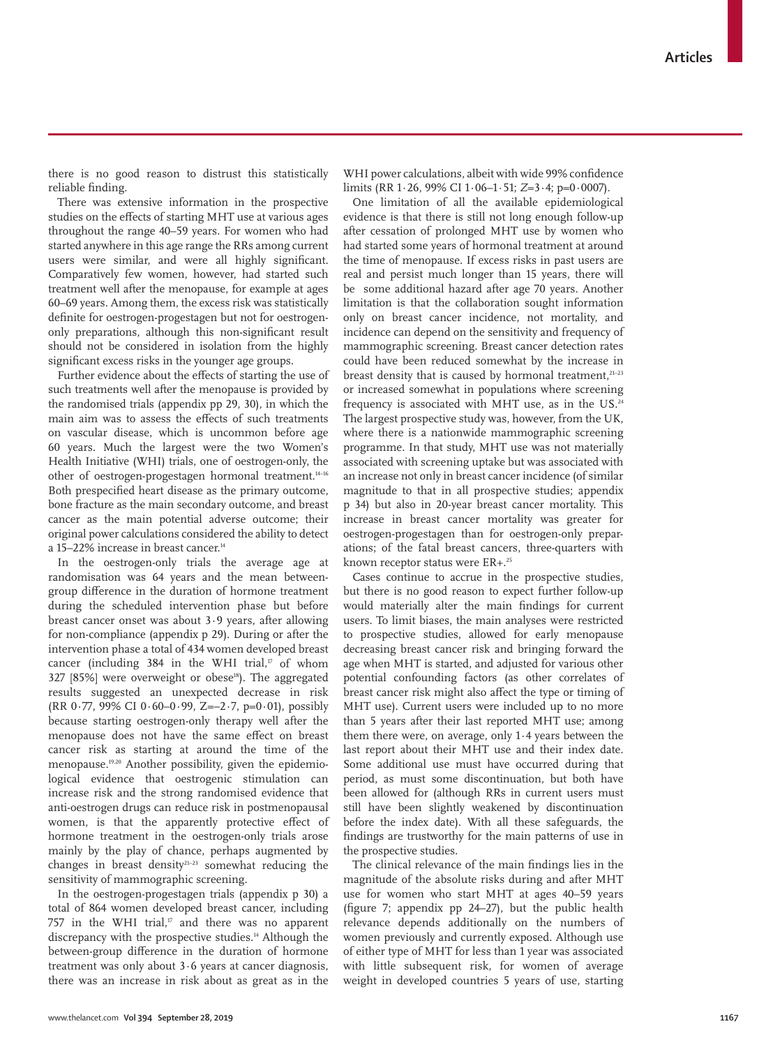there is no good reason to distrust this statistically reliable finding.

There was extensive information in the prospective studies on the effects of starting MHT use at various ages throughout the range 40–59 years. For women who had started anywhere in this age range the RRs among current users were similar, and were all highly significant. Comparatively few women, however, had started such treatment well after the menopause, for example at ages 60–69 years. Among them, the excess risk was statistically definite for oestrogen-progestagen but not for oestrogen-only preparations, although this non-significant result should not be considered in isolation from the highly significant excess risks in the younger age groups.

Further evidence about the effects of starting the use of such treatments well after the menopause is provided by the randomised trials (appendix pp 29, 30), in which the main aim was to assess the effects of such treatments on vascular disease, which is uncommon before age 60 years. Much the largest were the two Women's Health Initiative (WHI) trials, one of oestrogen-only, the other of oestrogen-progestagen hormonal treatment.[14–16] Both prespecified heart disease as the primary outcome, bone fracture as the main secondary outcome, and breast cancer as the main potential adverse outcome; their original power calculations considered the ability to detect a 15–22% increase in breast cancer.[14]

In the oestrogen-only trials the average age at randomisation was 64 years and the mean between-group difference in the duration of hormone treatment during the scheduled intervention phase but before breast cancer onset was about 3·9 years, after allowing for non-compliance (appendix p 29). During or after the intervention phase a total of 434 women developed breast cancer (including 384 in the WHI trial,[17] of whom 327 [85%] were overweight or obese[18]). The aggregated results suggested an unexpected decrease in risk (RR 0·77, 99% CI 0·60–0·99, $Z=-2·7$, $p=0·01$), possibly because starting oestrogen-only therapy well after the menopause does not have the same effect on breast cancer risk as starting at around the time of the menopause.[19,20] Another possibility, given the epidemiological evidence that oestrogenic stimulation can increase risk and the strong randomised evidence that anti-oestrogen drugs can reduce risk in postmenopausal women, is that the apparently protective effect of hormone treatment in the oestrogen-only trials arose mainly by the play of chance, perhaps augmented by changes in breast density[21–23] somewhat reducing the sensitivity of mammographic screening.

In the oestrogen-progestagen trials (appendix p 30) a total of 864 women developed breast cancer, including 757 in the WHI trial,[17] and there was no apparent discrepancy with the prospective studies.[14] Although the between-group difference in the duration of hormone treatment was only about 3·6 years at cancer diagnosis, there was an increase in risk about as great as in the WHI power calculations, albeit with wide 99% confidence limits (RR 1·26, 99% CI 1·06–1·51; $Z=3·4$; $p=0·0007$).

One limitation of all the available epidemiological evidence is that there is still not long enough follow-up after cessation of prolonged MHT use by women who had started some years of hormonal treatment at around the time of menopause. If excess risks in past users are real and persist much longer than 15 years, there will be some additional hazard after age 70 years. Another limitation is that the collaboration sought information only on breast cancer incidence, not mortality, and incidence can depend on the sensitivity and frequency of mammographic screening. Breast cancer detection rates could have been reduced somewhat by the increase in breast density that is caused by hormonal treatment,[21–23] or increased somewhat in populations where screening frequency is associated with MHT use, as in the US.[24] The largest prospective study was, however, from the UK, where there is a nationwide mammographic screening programme. In that study, MHT use was not materially associated with screening uptake but was associated with an increase not only in breast cancer incidence (of similar magnitude to that in all prospective studies; appendix p 34) but also in 20-year breast cancer mortality. This increase in breast cancer mortality was greater for oestrogen-progestagen than for oestrogen-only preparations; of the fatal breast cancers, three-quarters with known receptor status were ER+.[25]

Cases continue to accrue in the prospective studies, but there is no good reason to expect further follow-up would materially alter the main findings for current users. To limit biases, the main analyses were restricted to prospective studies, allowed for early menopause decreasing breast cancer risk and bringing forward the age when MHT is started, and adjusted for various other potential confounding factors (as other correlates of breast cancer risk might also affect the type or timing of MHT use). Current users were included up to no more than 5 years after their last reported MHT use; among them there were, on average, only 1·4 years between the last report about their MHT use and their index date. Some additional use must have occurred during that period, as must some discontinuation, but both have been allowed for (although RRs in current users must still have been slightly weakened by discontinuation before the index date). With all these safeguards, the findings are trustworthy for the main patterns of use in the prospective studies.

The clinical relevance of the main findings lies in the magnitude of the absolute risks during and after MHT use for women who start MHT at ages 40–59 years (figure 7; appendix pp 24–27), but the public health relevance depends additionally on the numbers of women previously and currently exposed. Although use of either type of MHT for less than 1 year was associated with little subsequent risk, for women of average weight in developed countries 5 years of use, starting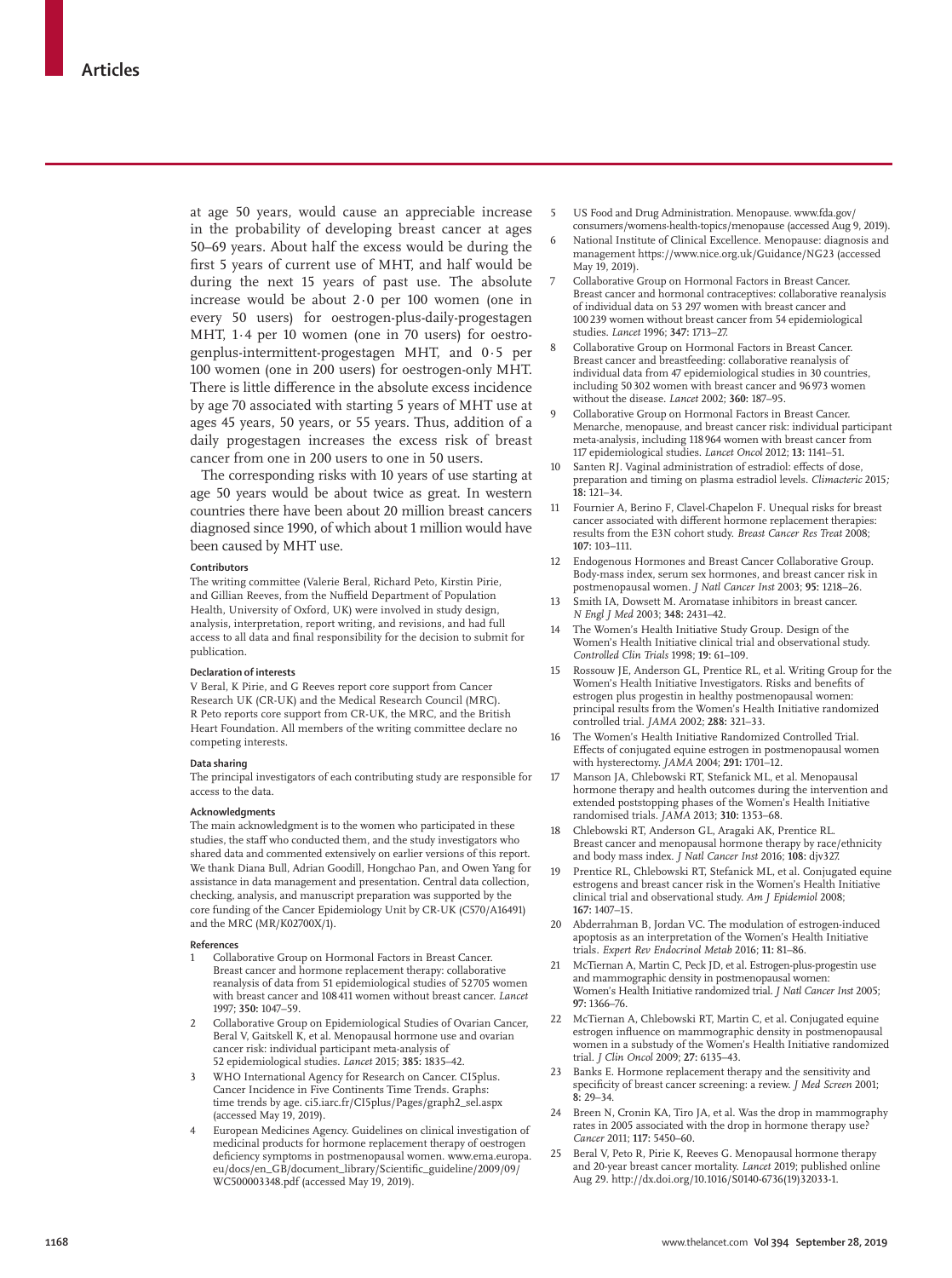at age 50 years, would cause an appreciable increase in the probability of developing breast cancer at ages 50–69 years. About half the excess would be during the first 5 years of current use of MHT, and half would be during the next 15 years of past use. The absolute increase would be about 2·0 per 100 women (one in every 50 users) for oestrogen-plus-daily-progestagen MHT, 1·4 per 10 women (one in 70 users) for oestrogenplus-intermittent-progestagen MHT, and 0·5 per 100 women (one in 200 users) for oestrogen-only MHT. There is little difference in the absolute excess incidence by age 70 associated with starting 5 years of MHT use at ages 45 years, 50 years, or 55 years. Thus, addition of a daily progestagen increases the excess risk of breast cancer from one in 200 users to one in 50 users.

The corresponding risks with 10 years of use starting at age 50 years would be about twice as great. In western countries there have been about 20 million breast cancers diagnosed since 1990, of which about 1 million would have been caused by MHT use.

#### Contributors

The writing committee (Valerie Beral, Richard Peto, Kirstin Pirie, and Gillian Reeves, from the Nuffield Department of Population Health, University of Oxford, UK) were involved in study design, analysis, interpretation, report writing, and revisions, and had full access to all data and final responsibility for the decision to submit for publication.

#### Declaration of interests

V Beral, K Pirie, and G Reeves report core support from Cancer Research UK (CR-UK) and the Medical Research Council (MRC). R Peto reports core support from CR-UK, the MRC, and the British Heart Foundation. All members of the writing committee declare no competing interests.

#### Data sharing

The principal investigators of each contributing study are responsible for access to the data.

#### Acknowledgments

The main acknowledgment is to the women who participated in these studies, the staff who conducted them, and the study investigators who shared data and commented extensively on earlier versions of this report. We thank Diana Bull, Adrian Goodill, Hongchao Pan, and Owen Yang for assistance in data management and presentation. Central data collection, checking, analysis, and manuscript preparation was supported by the core funding of the Cancer Epidemiology Unit by CR-UK (C570/A16491) and the MRC (MR/K02700X/1).

#### References

1. Collaborative Group on Hormonal Factors in Breast Cancer. Breast cancer and hormone replacement therapy: collaborative reanalysis of data from 51 epidemiological studies of 52705 women with breast cancer and 108411 women without breast cancer. *Lancet* 1997; **350:** 1047–59.
2. Collaborative Group on Epidemiological Studies of Ovarian Cancer, Beral V, Gaitskell K, et al. Menopausal hormone use and ovarian cancer risk: individual participant meta-analysis of 52 epidemiological studies. *Lancet* 2015; **385:** 1835–42.
3. WHO International Agency for Research on Cancer. CI5plus. Cancer Incidence in Five Continents Time Trends. Graphs: time trends by age. ci5.iarc.fr/CI5plus/Pages/graph2_sel.aspx (accessed May 19, 2019).
4. European Medicines Agency. Guidelines on clinical investigation of medicinal products for hormone replacement therapy of oestrogen deficiency symptoms in postmenopausal women. www.ema.europa.eu/docs/en_GB/document_library/Scientific_guideline/2009/09/WC500003348.pdf (accessed May 19, 2019).
5. US Food and Drug Administration. Menopause. www.fda.gov/consumers/womens-health-topics/menopause (accessed Aug 9, 2019).
6. National Institute of Clinical Excellence. Menopause: diagnosis and management https://www.nice.org.uk/Guidance/NG23 (accessed May 19, 2019).
7. Collaborative Group on Hormonal Factors in Breast Cancer. Breast cancer and hormonal contraceptives: collaborative reanalysis of individual data on 53 297 women with breast cancer and 100 239 women without breast cancer from 54 epidemiological studies. *Lancet* 1996; **347:** 1713–27.
8. Collaborative Group on Hormonal Factors in Breast Cancer. Breast cancer and breastfeeding: collaborative reanalysis of individual data from 47 epidemiological studies in 30 countries, including 50 302 women with breast cancer and 96 973 women without the disease. *Lancet* 2002; **360:** 187–95.
9. Collaborative Group on Hormonal Factors in Breast Cancer. Menarche, menopause, and breast cancer risk: individual participant meta-analysis, including 118 964 women with breast cancer from 117 epidemiological studies. *Lancet Oncol* 2012; **13:** 1141–51.
10. Santen RJ. Vaginal administration of estradiol: effects of dose, preparation and timing on plasma estradiol levels. *Climacteric* 2015; **18:** 121–34.
11. Fournier A, Berino F, Clavel-Chapelon F. Unequal risks for breast cancer associated with different hormone replacement therapies: results from the E3N cohort study. *Breast Cancer Res Treat* 2008; **107:** 103–111.
12. Endogenous Hormones and Breast Cancer Collaborative Group. Body-mass index, serum sex hormones, and breast cancer risk in postmenopausal women. *J Natl Cancer Inst* 2003; **95:** 1218–26.
13. Smith IA, Dowsett M. Aromatase inhibitors in breast cancer. *N Engl J Med* 2003; **348:** 2431–42.
14. The Women's Health Initiative Study Group. Design of the Women's Health Initiative clinical trial and observational study. *Controlled Clin Trials* 1998; **19:** 61–109.
15. Rossouw JE, Anderson GL, Prentice RL, et al. Writing Group for the Women's Health Initiative Investigators. Risks and benefits of estrogen plus progestin in healthy postmenopausal women: principal results from the Women's Health Initiative randomized controlled trial. *JAMA* 2002; **288:** 321–33.
16. The Women's Health Initiative Randomized Controlled Trial. Effects of conjugated equine estrogen in postmenopausal women with hysterectomy. *JAMA* 2004; **291:** 1701–12.
17. Manson JA, Chlebowski RT, Stefanick ML, et al. Menopausal hormone therapy and health outcomes during the intervention and extended poststopping phases of the Women's Health Initiative randomised trials. *JAMA* 2013; **310:** 1353–68.
18. Chlebowski RT, Anderson GL, Aragaki AK, Prentice RL. Breast cancer and menopausal hormone therapy by race/ethnicity and body mass index. *J Natl Cancer Inst* 2016; **108:** djv327.
19. Prentice RL, Chlebowski RT, Stefanick ML, et al. Conjugated equine estrogens and breast cancer risk in the Women's Health Initiative clinical trial and observational study. *Am J Epidemiol* 2008; **167:** 1407–15.
20. Abderrahman B, Jordan VC. The modulation of estrogen-induced apoptosis as an interpretation of the Women's Health Initiative trials. *Expert Rev Endocrinol Metab* 2016; **11:** 81–86.
21. McTiernan A, Martin C, Peck JD, et al. Estrogen-plus-progestin use and mammographic density in postmenopausal women: Women's Health Initiative randomized trial. *J Natl Cancer Inst* 2005; **97:** 1366–76.
22. McTiernan A, Chlebowski RT, Martin C, et al. Conjugated equine estrogen influence on mammographic density in postmenopausal women in a substudy of the Women's Health Initiative randomized trial. *J Clin Oncol* 2009; **27:** 6135–43.
23. Banks E. Hormone replacement therapy and the sensitivity and specificity of breast cancer screening: a review. *J Med Screen* 2001; **8:** 29–34.
24. Breen N, Cronin KA, Tiro JA, et al. Was the drop in mammography rates in 2005 associated with the drop in hormone therapy use? *Cancer* 2011; **117:** 5450–60.
25. Beral V, Peto R, Pirie K, Reeves G. Menopausal hormone therapy and 20-year breast cancer mortality. *Lancet* 2019; published online Aug 29. http://dx.doi.org/10.1016/S0140-6736(19)32033-1.